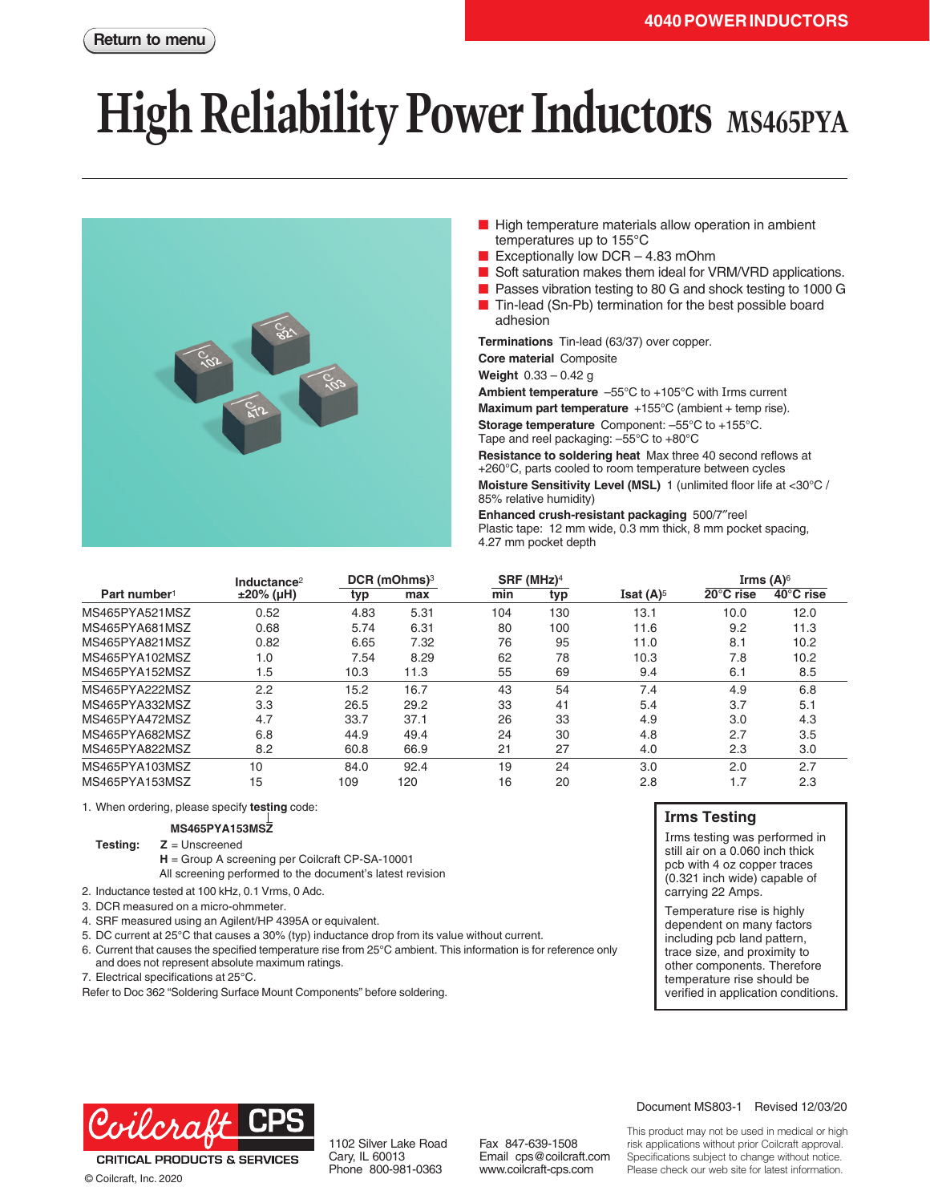Return to menu

4040 POWER INDUCTORS

# High Reliability Power Inductors MS465PYA

- High temperature materials allow operation in ambient temperatures up to 155°C
- Exceptionally low DCR – 4.83 mOhm
- Soft saturation makes them ideal for VRM/VRD applications.
- Passes vibration testing to 80 G and shock testing to 1000 G
- Tin-lead (Sn-Pb) termination for the best possible board adhesion

**Terminations** Tin-lead (63/37) over copper.

**Core material** Composite

**Weight** 0.33 – 0.42 g

**Ambient temperature** –55°C to +105°C with Irms current

**Maximum part temperature** +155°C (ambient + temp rise).

**Storage temperature** Component: –55°C to +155°C. Tape and reel packaging: –55°C to +80°C

**Resistance to soldering heat** Max three 40 second reflows at +260°C, parts cooled to room temperature between cycles

**Moisture Sensitivity Level (MSL)** 1 (unlimited floor life at <30°C / 85% relative humidity)

**Enhanced crush-resistant packaging** 500/7″reel
Plastic tape: 12 mm wide, 0.3 mm thick, 8 mm pocket spacing, 4.27 mm pocket depth

| Part number[1] | Inductance[2] ±20% (µH) | DCR (mOhms)[3] typ | DCR (mOhms)[3] max | SRF (MHz)[4] min | SRF (MHz)[4] typ | Isat (A)[5] | Irms (A)[6] 20°C rise | Irms (A)[6] 40°C rise |
|---|---|---|---|---|---|---|---|---|
| MS465PYA521MSZ | 0.52 | 4.83 | 5.31 | 104 | 130 | 13.1 | 10.0 | 12.0 |
| MS465PYA681MSZ | 0.68 | 5.74 | 6.31 | 80 | 100 | 11.6 | 9.2 | 11.3 |
| MS465PYA821MSZ | 0.82 | 6.65 | 7.32 | 76 | 95 | 11.0 | 8.1 | 10.2 |
| MS465PYA102MSZ | 1.0 | 7.54 | 8.29 | 62 | 78 | 10.3 | 7.8 | 10.2 |
| MS465PYA152MSZ | 1.5 | 10.3 | 11.3 | 55 | 69 | 9.4 | 6.1 | 8.5 |
| MS465PYA222MSZ | 2.2 | 15.2 | 16.7 | 43 | 54 | 7.4 | 4.9 | 6.8 |
| MS465PYA332MSZ | 3.3 | 26.5 | 29.2 | 33 | 41 | 5.4 | 3.7 | 5.1 |
| MS465PYA472MSZ | 4.7 | 33.7 | 37.1 | 26 | 33 | 4.9 | 3.0 | 4.3 |
| MS465PYA682MSZ | 6.8 | 44.9 | 49.4 | 24 | 30 | 4.8 | 2.7 | 3.5 |
| MS465PYA822MSZ | 8.2 | 60.8 | 66.9 | 21 | 27 | 4.0 | 2.3 | 3.0 |
| MS465PYA103MSZ | 10 | 84.0 | 92.4 | 19 | 24 | 3.0 | 2.0 | 2.7 |
| MS465PYA153MSZ | 15 | 109 | 120 | 16 | 20 | 2.8 | 1.7 | 2.3 |

1. When ordering, please specify **testing** code:

   **MS465PYA153MSZ**

   **Testing:** **Z** = Unscreened
   **H** = Group A screening per Coilcraft CP-SA-10001
   All screening performed to the document's latest revision
2. Inductance tested at 100 kHz, 0.1 Vrms, 0 Adc.
3. DCR measured on a micro-ohmmeter.
4. SRF measured using an Agilent/HP 4395A or equivalent.
5. DC current at 25°C that causes a 30% (typ) inductance drop from its value without current.
6. Current that causes the specified temperature rise from 25°C ambient. This information is for reference only and does not represent absolute maximum ratings.
7. Electrical specifications at 25°C.

Refer to Doc 362 "Soldering Surface Mount Components" before soldering.

### Irms Testing

Irms testing was performed in still air on a 0.060 inch thick pcb with 4 oz copper traces (0.321 inch wide) capable of carrying 22 Amps.

Temperature rise is highly dependent on many factors including pcb land pattern, trace size, and proximity to other components. Therefore temperature rise should be verified in application conditions.

Coilcraft CPS
CRITICAL PRODUCTS & SERVICES
© Coilcraft, Inc. 2020

1102 Silver Lake Road
Cary, IL 60013
Phone 800-981-0363

Fax 847-639-1508
Email cps@coilcraft.com
www.coilcraft-cps.com

Document MS803-1 Revised 12/03/20

This product may not be used in medical or high risk applications without prior Coilcraft approval. Specifications subject to change without notice. Please check our web site for latest information.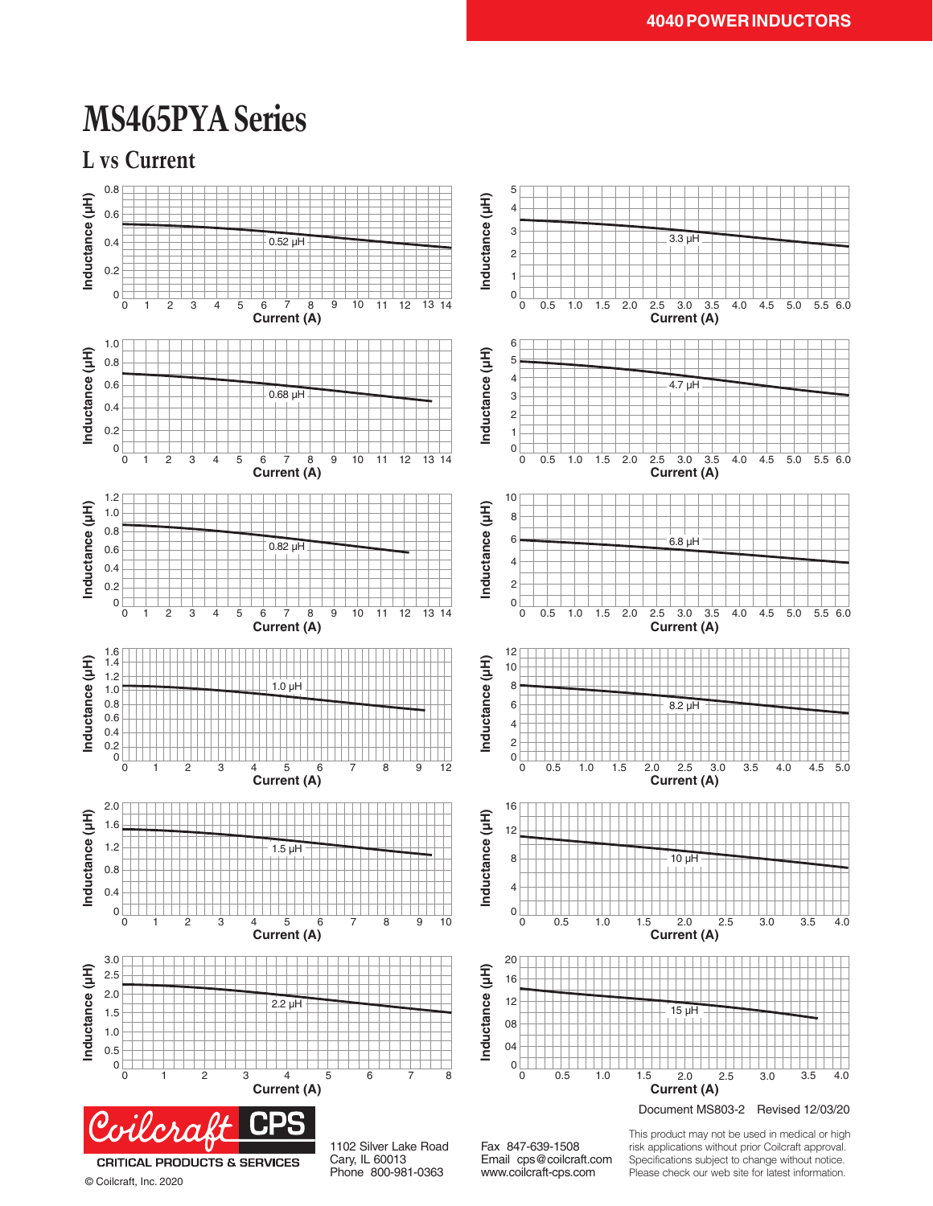# MS465PYA Series

## L vs Current

0.52 µH — Inductance (µH) vs Current (A)

0.68 µH — Inductance (µH) vs Current (A)

0.82 µH — Inductance (µH) vs Current (A)

1.0 µH — Inductance (µH) vs Current (A)

1.5 µH — Inductance (µH) vs Current (A)

2.2 µH — Inductance (µH) vs Current (A)

3.3 µH — Inductance (µH) vs Current (A)

4.7 µH — Inductance (µH) vs Current (A)

6.8 µH — Inductance (µH) vs Current (A)

8.2 µH — Inductance (µH) vs Current (A)

10 µH — Inductance (µH) vs Current (A)

15 µH — Inductance (µH) vs Current (A)

Document MS803-2 Revised 12/03/20

CRITICAL PRODUCTS & SERVICES

© Coilcraft, Inc. 2020

1102 Silver Lake Road
Cary, IL 60013
Phone 800-981-0363

Fax 847-639-1508
Email cps@coilcraft.com
www.coilcraft-cps.com

This product may not be used in medical or high risk applications without prior Coilcraft approval. Specifications subject to change without notice. Please check our web site for latest information.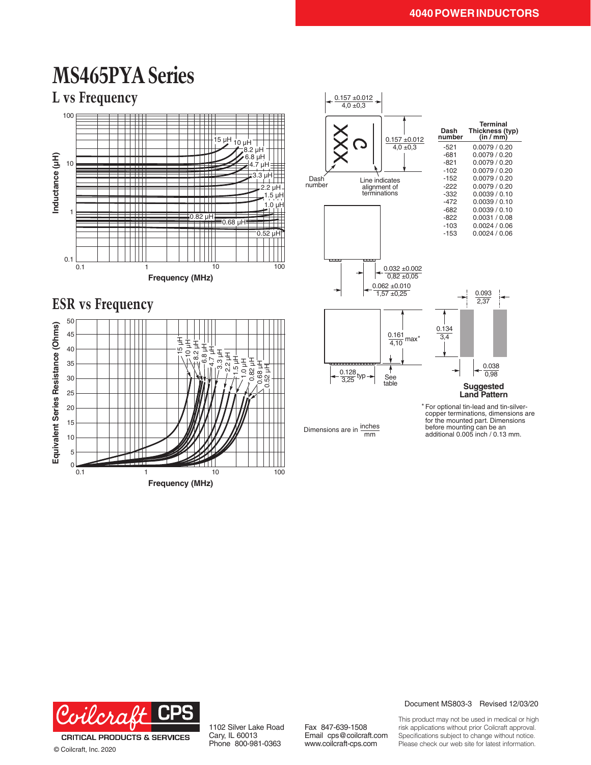# MS465PYA Series

## L vs Frequency

Inductance (µH)

100

10

1

0.1

0.1 1 10 100

Frequency (MHz)

15 µH
10 µH
8.2 µH
6.8 µH
4.7 µH
3.3 µH
2.2 µH
1.5 µH
1.0 µH
0.82 µH
0.68 µH
0.52 µH

## ESR vs Frequency

Equivalent Series Resistance (Ohms)

50
45
40
35
30
25
20
15
10
5
0

0.1 1 10 100

Frequency (MHz)

15 µH
10 µH
8.2 µH
6.8 µH
4.7 µH
3.3 µH
2.2 µH
1.5 µH
1.0 µH
0.82 µH
0.68 µH
0.52 µH

0.157 ±0.012 / 4,0 ±0,3

0.157 ±0.012 / 4,0 ±0,3

XXX C

Dash number

Line indicates alignment of terminations

0.032 ±0.002 / 0,82 ±0,05

0.062 ±0.010 / 1,57 ±0,25

0.161 / 4,10 max*

0.128 / 3,25 typ

See table

| Dash number | Terminal Thickness (typ) (in / mm) |
|---|---|
| -521 | 0.0079 / 0.20 |
| -681 | 0.0079 / 0.20 |
| -821 | 0.0079 / 0.20 |
| -102 | 0.0079 / 0.20 |
| -152 | 0.0079 / 0.20 |
| -222 | 0.0079 / 0.20 |
| -332 | 0.0039 / 0.10 |
| -472 | 0.0039 / 0.10 |
| -682 | 0.0039 / 0.10 |
| -822 | 0.0031 / 0.08 |
| -103 | 0.0024 / 0.06 |
| -153 | 0.0024 / 0.06 |

0.093 / 2,37

0.134 / 3,4

0.038 / 0,98

**Suggested Land Pattern**

Dimensions are in inches / mm

* For optional tin-lead and tin-silver-copper terminations, dimensions are for the mounted part. Dimensions before mounting can be an additional 0.005 inch / 0.13 mm.

Document MS803-3 Revised 12/03/20

Coilcraft CPS
CRITICAL PRODUCTS & SERVICES

© Coilcraft, Inc. 2020

1102 Silver Lake Road
Cary, IL 60013
Phone 800-981-0363

Fax 847-639-1508
Email cps@coilcraft.com
www.coilcraft-cps.com

This product may not be used in medical or high risk applications without prior Coilcraft approval. Specifications subject to change without notice. Please check our web site for latest information.